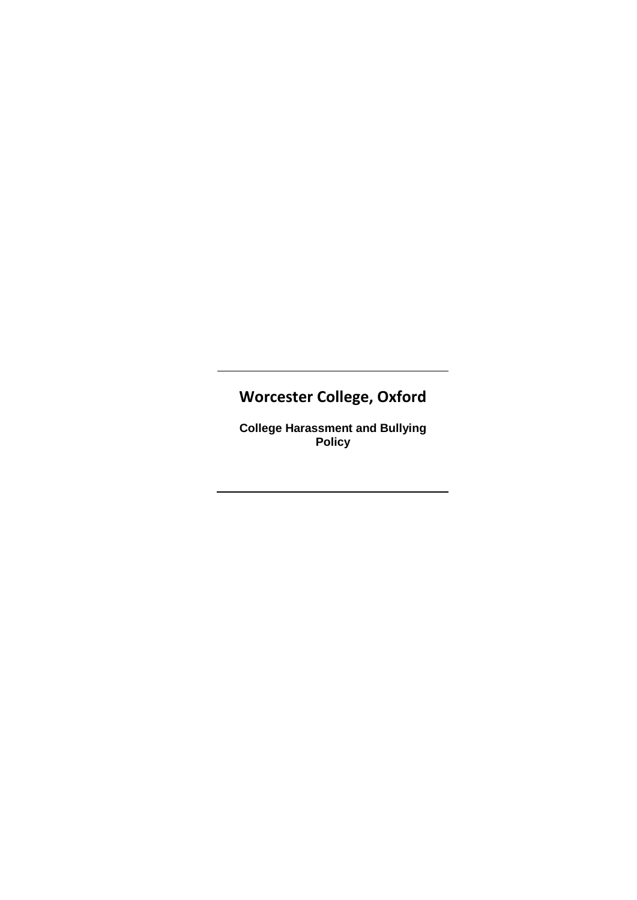# Worcester College, Oxford

**College Harassment and Bullying Policy**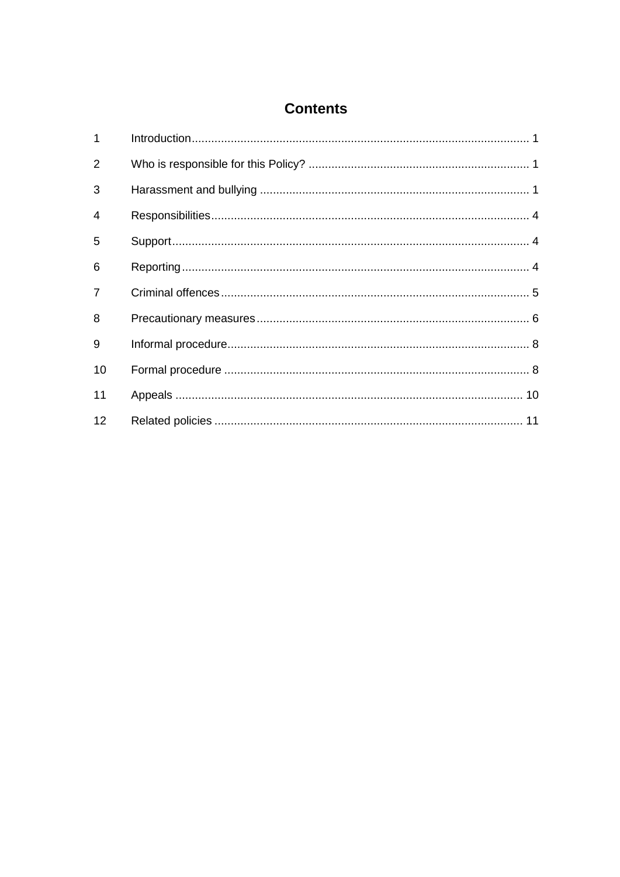# Contents

| | | |
|---|---|---|
| 1 | Introduction | 1 |
| 2 | Who is responsible for this Policy? | 1 |
| 3 | Harassment and bullying | 1 |
| 4 | Responsibilities | 4 |
| 5 | Support | 4 |
| 6 | Reporting | 4 |
| 7 | Criminal offences | 5 |
| 8 | Precautionary measures | 6 |
| 9 | Informal procedure | 8 |
| 10 | Formal procedure | 8 |
| 11 | Appeals | 10 |
| 12 | Related policies | 11 |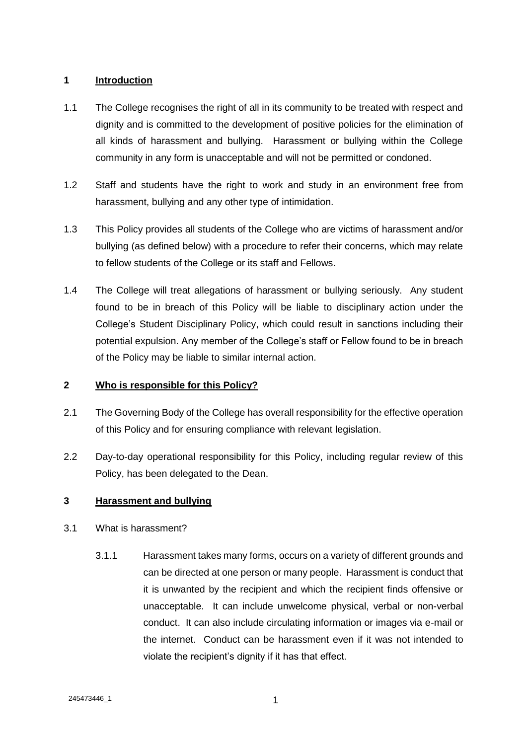## 1 Introduction

1.1 The College recognises the right of all in its community to be treated with respect and dignity and is committed to the development of positive policies for the elimination of all kinds of harassment and bullying. Harassment or bullying within the College community in any form is unacceptable and will not be permitted or condoned.

1.2 Staff and students have the right to work and study in an environment free from harassment, bullying and any other type of intimidation.

1.3 This Policy provides all students of the College who are victims of harassment and/or bullying (as defined below) with a procedure to refer their concerns, which may relate to fellow students of the College or its staff and Fellows.

1.4 The College will treat allegations of harassment or bullying seriously. Any student found to be in breach of this Policy will be liable to disciplinary action under the College's Student Disciplinary Policy, which could result in sanctions including their potential expulsion. Any member of the College's staff or Fellow found to be in breach of the Policy may be liable to similar internal action.

## 2 Who is responsible for this Policy?

2.1 The Governing Body of the College has overall responsibility for the effective operation of this Policy and for ensuring compliance with relevant legislation.

2.2 Day-to-day operational responsibility for this Policy, including regular review of this Policy, has been delegated to the Dean.

## 3 Harassment and bullying

3.1 What is harassment?

3.1.1 Harassment takes many forms, occurs on a variety of different grounds and can be directed at one person or many people. Harassment is conduct that it is unwanted by the recipient and which the recipient finds offensive or unacceptable. It can include unwelcome physical, verbal or non-verbal conduct. It can also include circulating information or images via e-mail or the internet. Conduct can be harassment even if it was not intended to violate the recipient's dignity if it has that effect.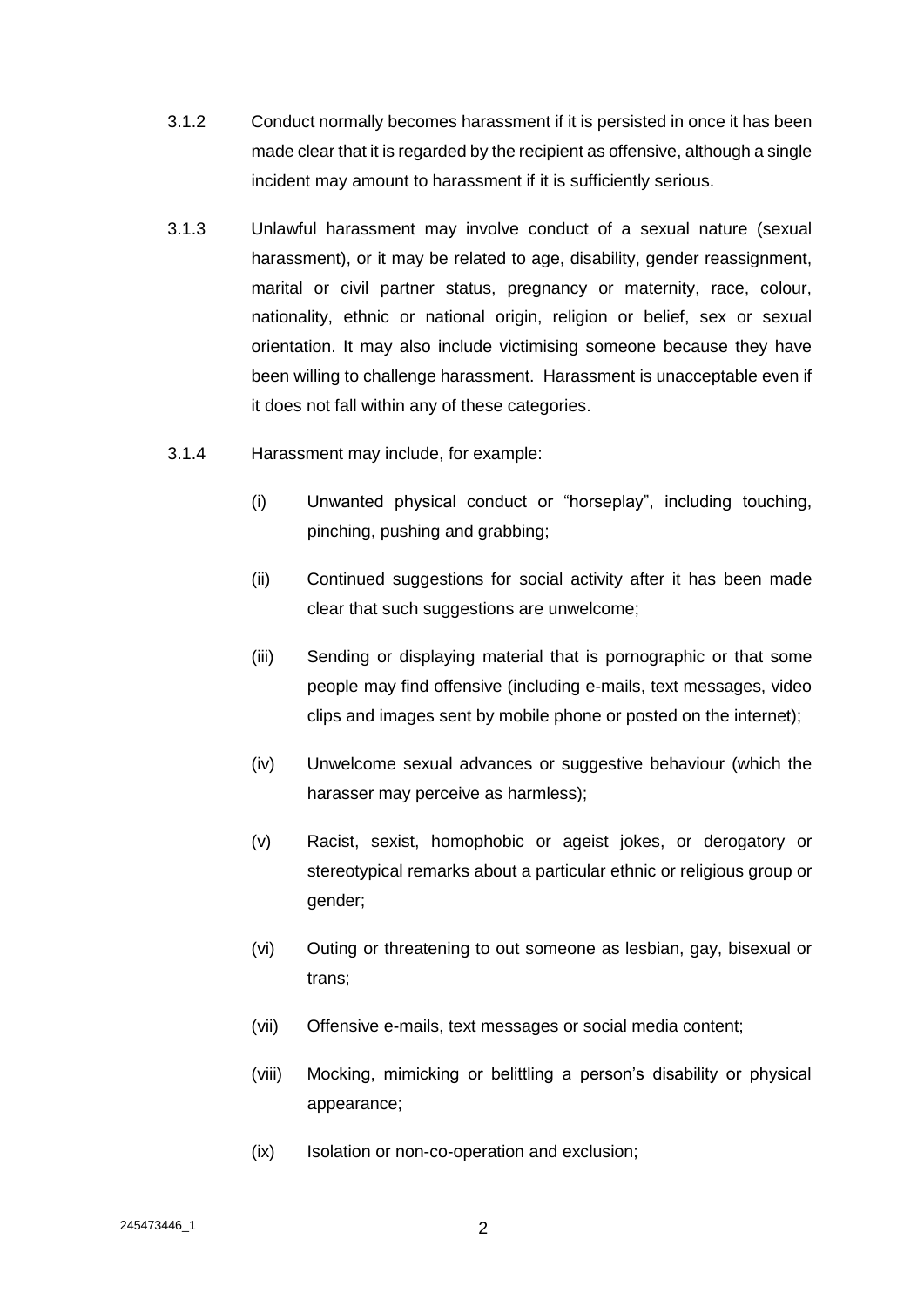3.1.2 Conduct normally becomes harassment if it is persisted in once it has been made clear that it is regarded by the recipient as offensive, although a single incident may amount to harassment if it is sufficiently serious.

3.1.3 Unlawful harassment may involve conduct of a sexual nature (sexual harassment), or it may be related to age, disability, gender reassignment, marital or civil partner status, pregnancy or maternity, race, colour, nationality, ethnic or national origin, religion or belief, sex or sexual orientation. It may also include victimising someone because they have been willing to challenge harassment. Harassment is unacceptable even if it does not fall within any of these categories.

3.1.4 Harassment may include, for example:

(i) Unwanted physical conduct or "horseplay", including touching, pinching, pushing and grabbing;

(ii) Continued suggestions for social activity after it has been made clear that such suggestions are unwelcome;

(iii) Sending or displaying material that is pornographic or that some people may find offensive (including e-mails, text messages, video clips and images sent by mobile phone or posted on the internet);

(iv) Unwelcome sexual advances or suggestive behaviour (which the harasser may perceive as harmless);

(v) Racist, sexist, homophobic or ageist jokes, or derogatory or stereotypical remarks about a particular ethnic or religious group or gender;

(vi) Outing or threatening to out someone as lesbian, gay, bisexual or trans;

(vii) Offensive e-mails, text messages or social media content;

(viii) Mocking, mimicking or belittling a person's disability or physical appearance;

(ix) Isolation or non-co-operation and exclusion;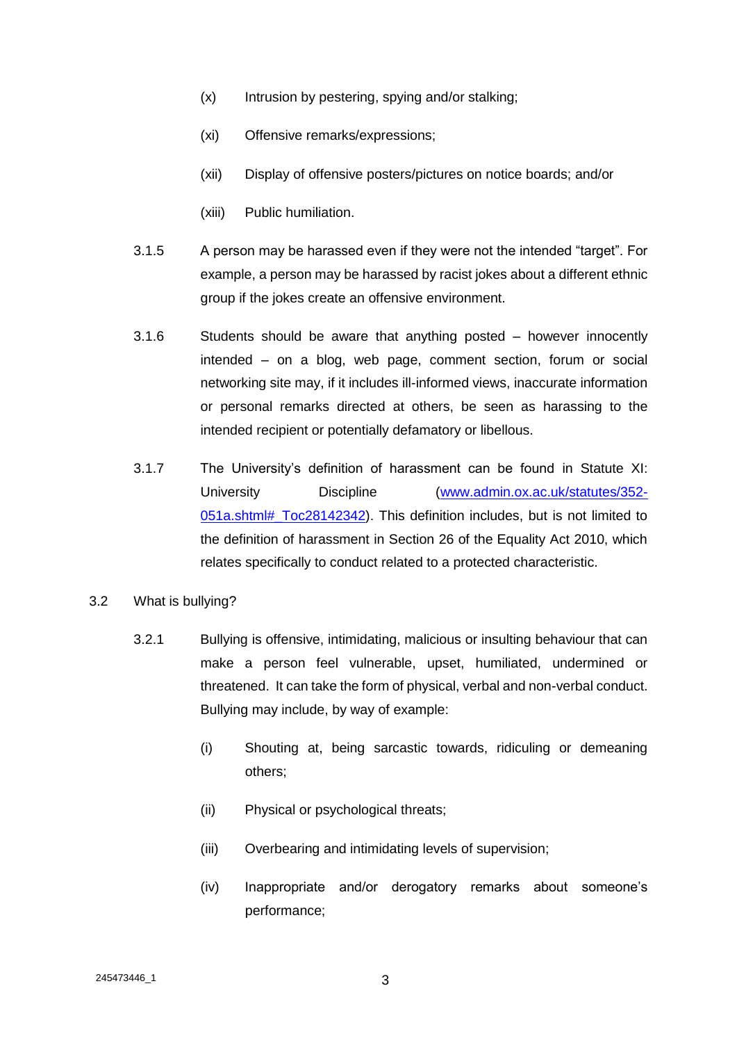(x) Intrusion by pestering, spying and/or stalking;

(xi) Offensive remarks/expressions;

(xii) Display of offensive posters/pictures on notice boards; and/or

(xiii) Public humiliation.

3.1.5 A person may be harassed even if they were not the intended "target". For example, a person may be harassed by racist jokes about a different ethnic group if the jokes create an offensive environment.

3.1.6 Students should be aware that anything posted – however innocently intended – on a blog, web page, comment section, forum or social networking site may, if it includes ill-informed views, inaccurate information or personal remarks directed at others, be seen as harassing to the intended recipient or potentially defamatory or libellous.

3.1.7 The University's definition of harassment can be found in Statute XI: University Discipline ([www.admin.ox.ac.uk/statutes/352-051a.shtml#_Toc28142342](www.admin.ox.ac.uk/statutes/352-051a.shtml#_Toc28142342)). This definition includes, but is not limited to the definition of harassment in Section 26 of the Equality Act 2010, which relates specifically to conduct related to a protected characteristic.

3.2 What is bullying?

3.2.1 Bullying is offensive, intimidating, malicious or insulting behaviour that can make a person feel vulnerable, upset, humiliated, undermined or threatened. It can take the form of physical, verbal and non-verbal conduct. Bullying may include, by way of example:

(i) Shouting at, being sarcastic towards, ridiculing or demeaning others;

(ii) Physical or psychological threats;

(iii) Overbearing and intimidating levels of supervision;

(iv) Inappropriate and/or derogatory remarks about someone's performance;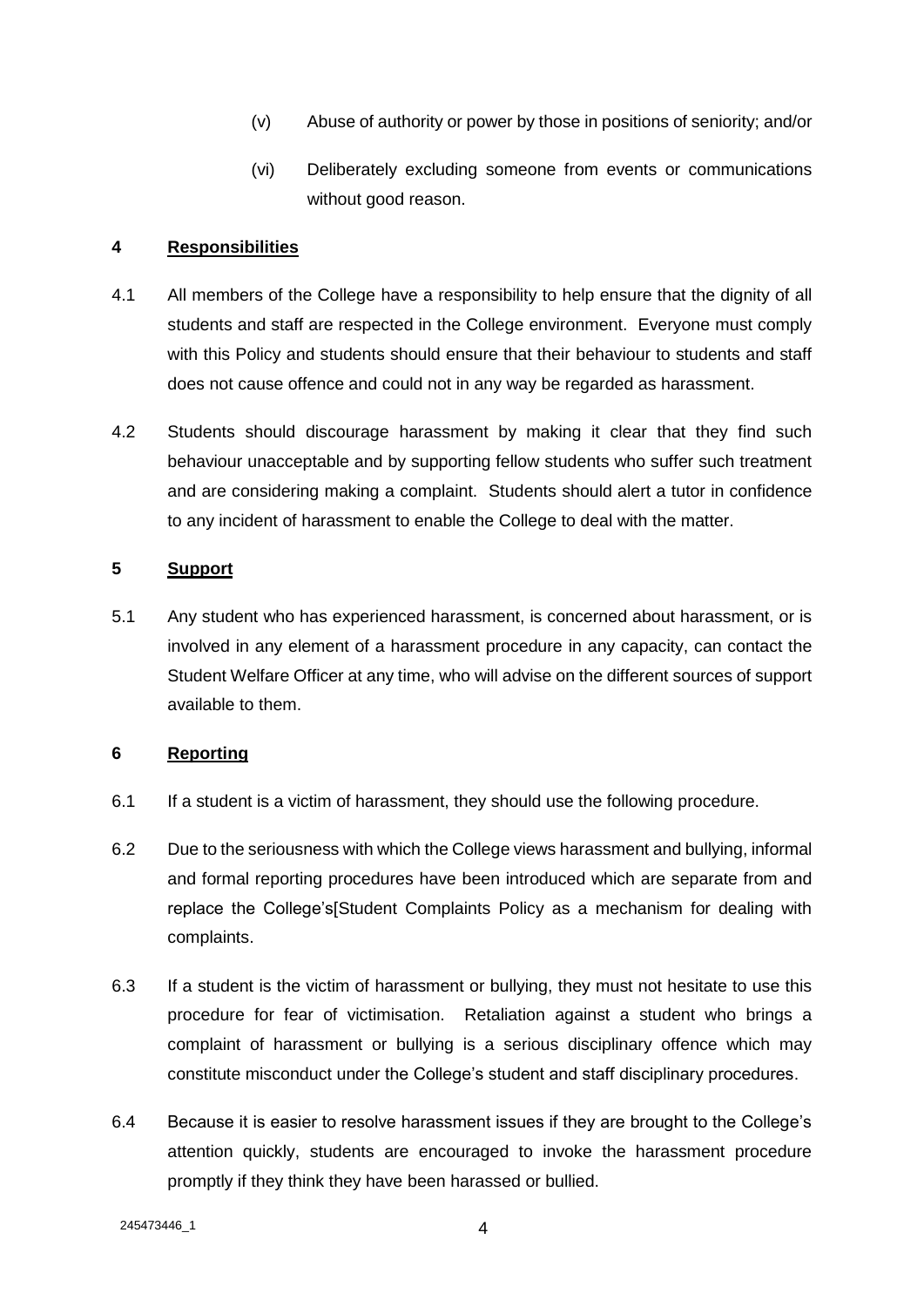(v) Abuse of authority or power by those in positions of seniority; and/or

(vi) Deliberately excluding someone from events or communications without good reason.

## 4 Responsibilities

4.1 All members of the College have a responsibility to help ensure that the dignity of all students and staff are respected in the College environment. Everyone must comply with this Policy and students should ensure that their behaviour to students and staff does not cause offence and could not in any way be regarded as harassment.

4.2 Students should discourage harassment by making it clear that they find such behaviour unacceptable and by supporting fellow students who suffer such treatment and are considering making a complaint. Students should alert a tutor in confidence to any incident of harassment to enable the College to deal with the matter.

## 5 Support

5.1 Any student who has experienced harassment, is concerned about harassment, or is involved in any element of a harassment procedure in any capacity, can contact the Student Welfare Officer at any time, who will advise on the different sources of support available to them.

## 6 Reporting

6.1 If a student is a victim of harassment, they should use the following procedure.

6.2 Due to the seriousness with which the College views harassment and bullying, informal and formal reporting procedures have been introduced which are separate from and replace the College's[Student Complaints Policy as a mechanism for dealing with complaints.

6.3 If a student is the victim of harassment or bullying, they must not hesitate to use this procedure for fear of victimisation. Retaliation against a student who brings a complaint of harassment or bullying is a serious disciplinary offence which may constitute misconduct under the College's student and staff disciplinary procedures.

6.4 Because it is easier to resolve harassment issues if they are brought to the College's attention quickly, students are encouraged to invoke the harassment procedure promptly if they think they have been harassed or bullied.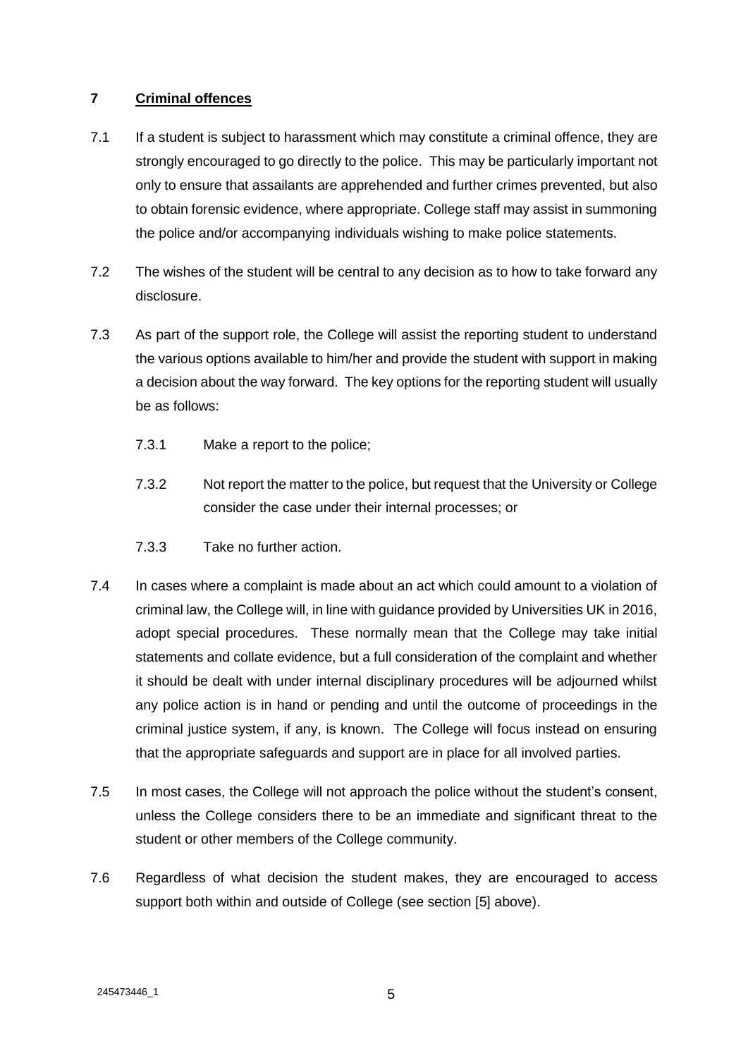## 7 Criminal offences

7.1 If a student is subject to harassment which may constitute a criminal offence, they are strongly encouraged to go directly to the police. This may be particularly important not only to ensure that assailants are apprehended and further crimes prevented, but also to obtain forensic evidence, where appropriate. College staff may assist in summoning the police and/or accompanying individuals wishing to make police statements.

7.2 The wishes of the student will be central to any decision as to how to take forward any disclosure.

7.3 As part of the support role, the College will assist the reporting student to understand the various options available to him/her and provide the student with support in making a decision about the way forward. The key options for the reporting student will usually be as follows:

7.3.1 Make a report to the police;

7.3.2 Not report the matter to the police, but request that the University or College consider the case under their internal processes; or

7.3.3 Take no further action.

7.4 In cases where a complaint is made about an act which could amount to a violation of criminal law, the College will, in line with guidance provided by Universities UK in 2016, adopt special procedures. These normally mean that the College may take initial statements and collate evidence, but a full consideration of the complaint and whether it should be dealt with under internal disciplinary procedures will be adjourned whilst any police action is in hand or pending and until the outcome of proceedings in the criminal justice system, if any, is known. The College will focus instead on ensuring that the appropriate safeguards and support are in place for all involved parties.

7.5 In most cases, the College will not approach the police without the student's consent, unless the College considers there to be an immediate and significant threat to the student or other members of the College community.

7.6 Regardless of what decision the student makes, they are encouraged to access support both within and outside of College (see section [5] above).

245473446_1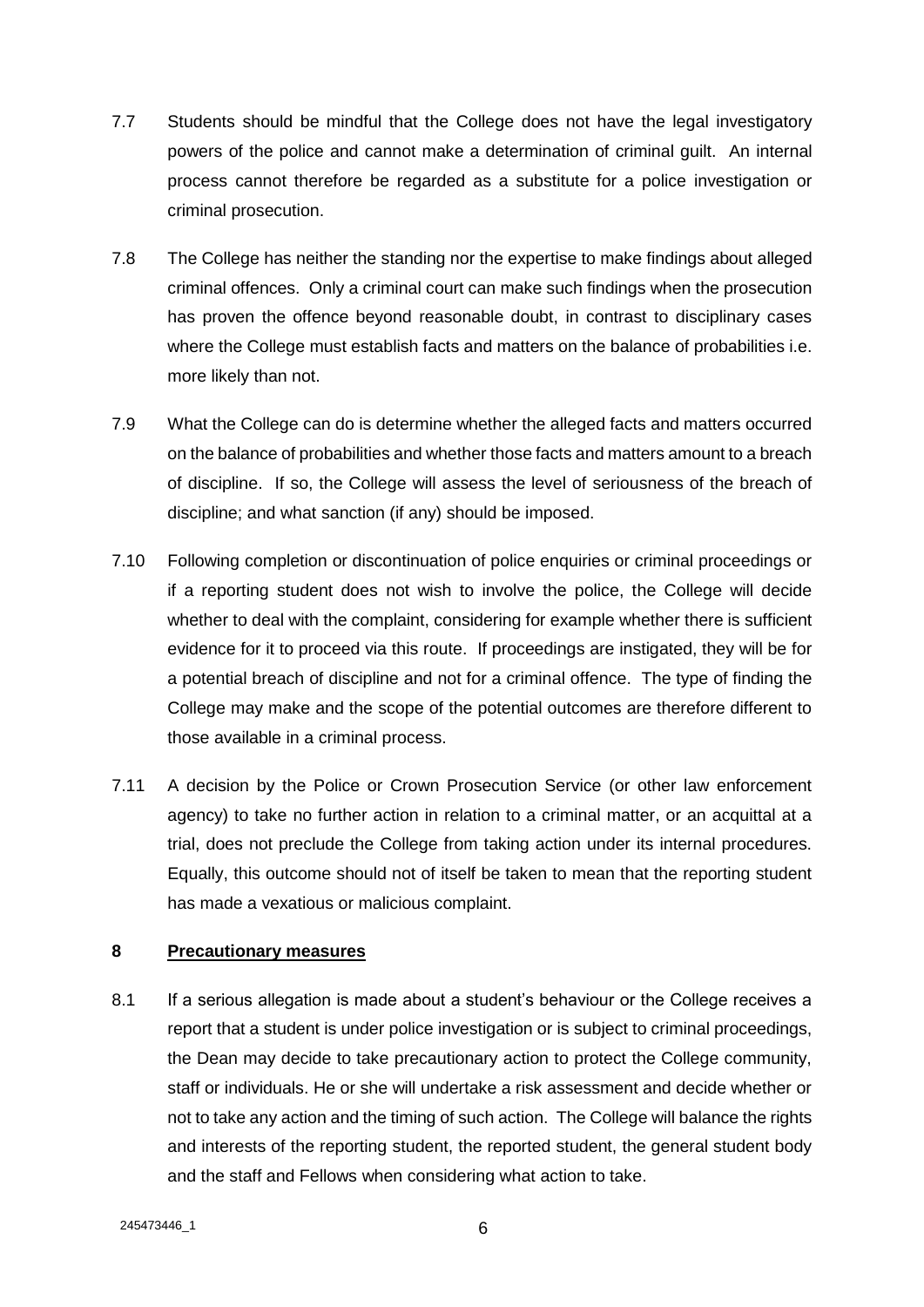7.7 Students should be mindful that the College does not have the legal investigatory powers of the police and cannot make a determination of criminal guilt. An internal process cannot therefore be regarded as a substitute for a police investigation or criminal prosecution.

7.8 The College has neither the standing nor the expertise to make findings about alleged criminal offences. Only a criminal court can make such findings when the prosecution has proven the offence beyond reasonable doubt, in contrast to disciplinary cases where the College must establish facts and matters on the balance of probabilities i.e. more likely than not.

7.9 What the College can do is determine whether the alleged facts and matters occurred on the balance of probabilities and whether those facts and matters amount to a breach of discipline. If so, the College will assess the level of seriousness of the breach of discipline; and what sanction (if any) should be imposed.

7.10 Following completion or discontinuation of police enquiries or criminal proceedings or if a reporting student does not wish to involve the police, the College will decide whether to deal with the complaint, considering for example whether there is sufficient evidence for it to proceed via this route. If proceedings are instigated, they will be for a potential breach of discipline and not for a criminal offence. The type of finding the College may make and the scope of the potential outcomes are therefore different to those available in a criminal process.

7.11 A decision by the Police or Crown Prosecution Service (or other law enforcement agency) to take no further action in relation to a criminal matter, or an acquittal at a trial, does not preclude the College from taking action under its internal procedures. Equally, this outcome should not of itself be taken to mean that the reporting student has made a vexatious or malicious complaint.

## 8 Precautionary measures

8.1 If a serious allegation is made about a student's behaviour or the College receives a report that a student is under police investigation or is subject to criminal proceedings, the Dean may decide to take precautionary action to protect the College community, staff or individuals. He or she will undertake a risk assessment and decide whether or not to take any action and the timing of such action. The College will balance the rights and interests of the reporting student, the reported student, the general student body and the staff and Fellows when considering what action to take.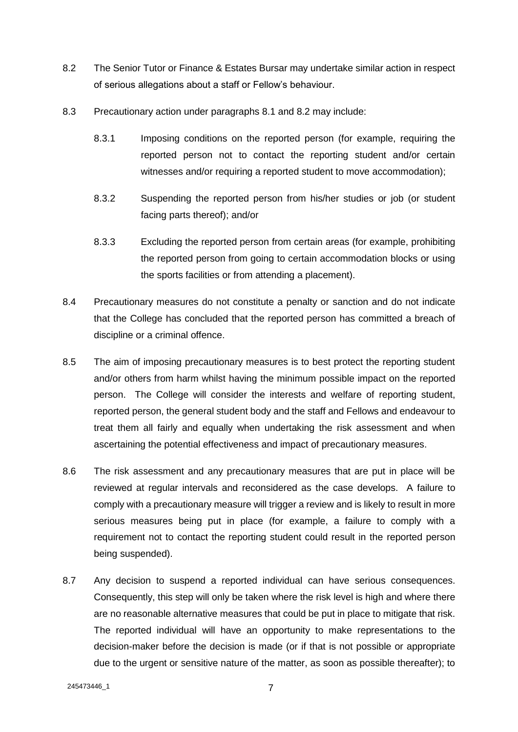8.2 The Senior Tutor or Finance & Estates Bursar may undertake similar action in respect of serious allegations about a staff or Fellow's behaviour.

8.3 Precautionary action under paragraphs 8.1 and 8.2 may include:

8.3.1 Imposing conditions on the reported person (for example, requiring the reported person not to contact the reporting student and/or certain witnesses and/or requiring a reported student to move accommodation);

8.3.2 Suspending the reported person from his/her studies or job (or student facing parts thereof); and/or

8.3.3 Excluding the reported person from certain areas (for example, prohibiting the reported person from going to certain accommodation blocks or using the sports facilities or from attending a placement).

8.4 Precautionary measures do not constitute a penalty or sanction and do not indicate that the College has concluded that the reported person has committed a breach of discipline or a criminal offence.

8.5 The aim of imposing precautionary measures is to best protect the reporting student and/or others from harm whilst having the minimum possible impact on the reported person. The College will consider the interests and welfare of reporting student, reported person, the general student body and the staff and Fellows and endeavour to treat them all fairly and equally when undertaking the risk assessment and when ascertaining the potential effectiveness and impact of precautionary measures.

8.6 The risk assessment and any precautionary measures that are put in place will be reviewed at regular intervals and reconsidered as the case develops. A failure to comply with a precautionary measure will trigger a review and is likely to result in more serious measures being put in place (for example, a failure to comply with a requirement not to contact the reporting student could result in the reported person being suspended).

8.7 Any decision to suspend a reported individual can have serious consequences. Consequently, this step will only be taken where the risk level is high and where there are no reasonable alternative measures that could be put in place to mitigate that risk. The reported individual will have an opportunity to make representations to the decision-maker before the decision is made (or if that is not possible or appropriate due to the urgent or sensitive nature of the matter, as soon as possible thereafter); to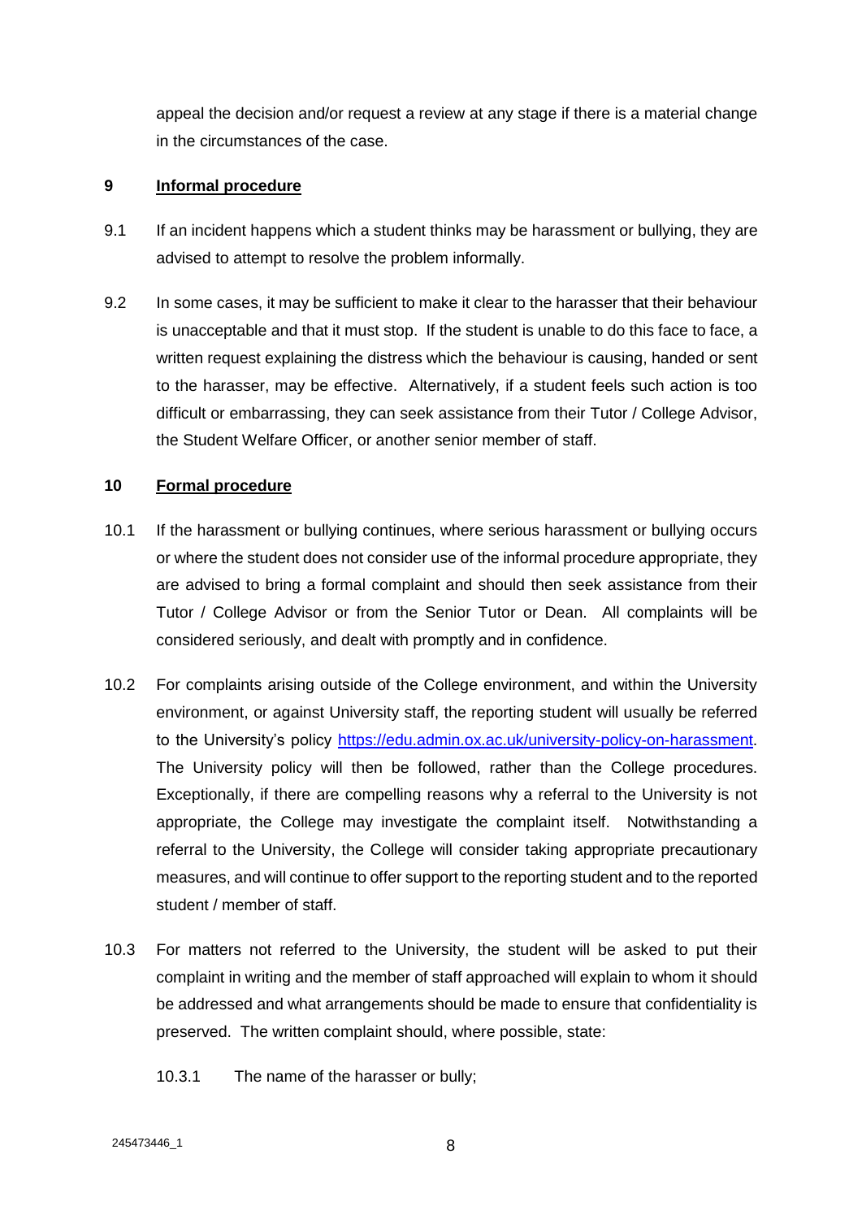appeal the decision and/or request a review at any stage if there is a material change in the circumstances of the case.

## 9 Informal procedure

9.1 If an incident happens which a student thinks may be harassment or bullying, they are advised to attempt to resolve the problem informally.

9.2 In some cases, it may be sufficient to make it clear to the harasser that their behaviour is unacceptable and that it must stop. If the student is unable to do this face to face, a written request explaining the distress which the behaviour is causing, handed or sent to the harasser, may be effective. Alternatively, if a student feels such action is too difficult or embarrassing, they can seek assistance from their Tutor / College Advisor, the Student Welfare Officer, or another senior member of staff.

## 10 Formal procedure

10.1 If the harassment or bullying continues, where serious harassment or bullying occurs or where the student does not consider use of the informal procedure appropriate, they are advised to bring a formal complaint and should then seek assistance from their Tutor / College Advisor or from the Senior Tutor or Dean. All complaints will be considered seriously, and dealt with promptly and in confidence.

10.2 For complaints arising outside of the College environment, and within the University environment, or against University staff, the reporting student will usually be referred to the University's policy [https://edu.admin.ox.ac.uk/university-policy-on-harassment](https://edu.admin.ox.ac.uk/university-policy-on-harassment). The University policy will then be followed, rather than the College procedures. Exceptionally, if there are compelling reasons why a referral to the University is not appropriate, the College may investigate the complaint itself. Notwithstanding a referral to the University, the College will consider taking appropriate precautionary measures, and will continue to offer support to the reporting student and to the reported student / member of staff.

10.3 For matters not referred to the University, the student will be asked to put their complaint in writing and the member of staff approached will explain to whom it should be addressed and what arrangements should be made to ensure that confidentiality is preserved. The written complaint should, where possible, state:

10.3.1 The name of the harasser or bully;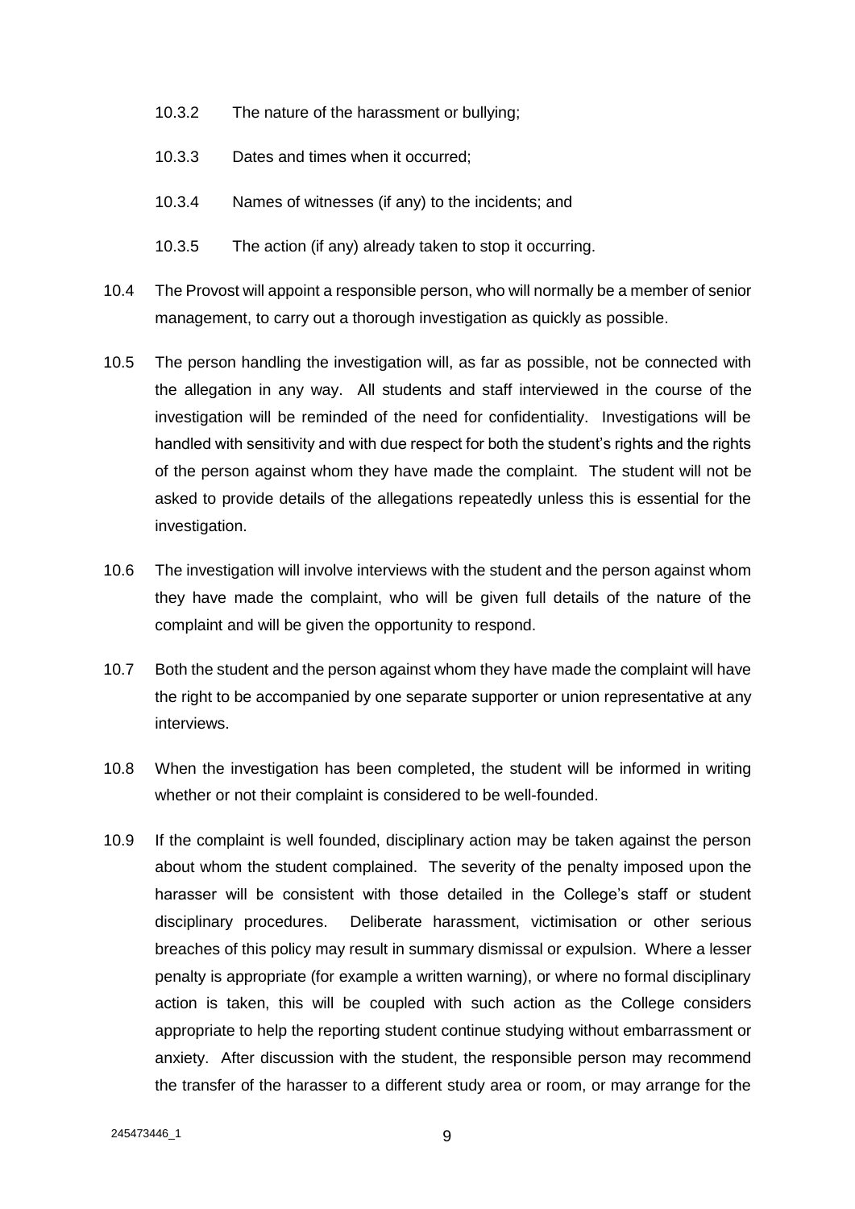10.3.2 The nature of the harassment or bullying;

10.3.3 Dates and times when it occurred;

10.3.4 Names of witnesses (if any) to the incidents; and

10.3.5 The action (if any) already taken to stop it occurring.

10.4 The Provost will appoint a responsible person, who will normally be a member of senior management, to carry out a thorough investigation as quickly as possible.

10.5 The person handling the investigation will, as far as possible, not be connected with the allegation in any way. All students and staff interviewed in the course of the investigation will be reminded of the need for confidentiality. Investigations will be handled with sensitivity and with due respect for both the student's rights and the rights of the person against whom they have made the complaint. The student will not be asked to provide details of the allegations repeatedly unless this is essential for the investigation.

10.6 The investigation will involve interviews with the student and the person against whom they have made the complaint, who will be given full details of the nature of the complaint and will be given the opportunity to respond.

10.7 Both the student and the person against whom they have made the complaint will have the right to be accompanied by one separate supporter or union representative at any interviews.

10.8 When the investigation has been completed, the student will be informed in writing whether or not their complaint is considered to be well-founded.

10.9 If the complaint is well founded, disciplinary action may be taken against the person about whom the student complained. The severity of the penalty imposed upon the harasser will be consistent with those detailed in the College's staff or student disciplinary procedures. Deliberate harassment, victimisation or other serious breaches of this policy may result in summary dismissal or expulsion. Where a lesser penalty is appropriate (for example a written warning), or where no formal disciplinary action is taken, this will be coupled with such action as the College considers appropriate to help the reporting student continue studying without embarrassment or anxiety. After discussion with the student, the responsible person may recommend the transfer of the harasser to a different study area or room, or may arrange for the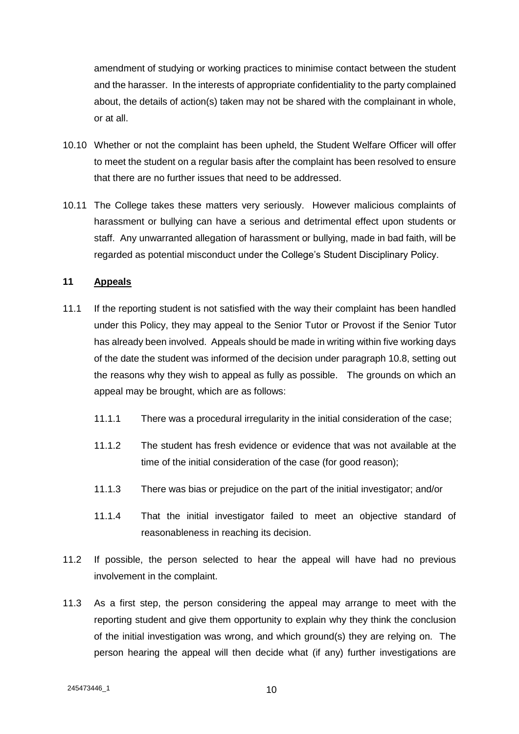amendment of studying or working practices to minimise contact between the student and the harasser. In the interests of appropriate confidentiality to the party complained about, the details of action(s) taken may not be shared with the complainant in whole, or at all.

10.10 Whether or not the complaint has been upheld, the Student Welfare Officer will offer to meet the student on a regular basis after the complaint has been resolved to ensure that there are no further issues that need to be addressed.

10.11 The College takes these matters very seriously. However malicious complaints of harassment or bullying can have a serious and detrimental effect upon students or staff. Any unwarranted allegation of harassment or bullying, made in bad faith, will be regarded as potential misconduct under the College's Student Disciplinary Policy.

## 11 Appeals

11.1 If the reporting student is not satisfied with the way their complaint has been handled under this Policy, they may appeal to the Senior Tutor or Provost if the Senior Tutor has already been involved. Appeals should be made in writing within five working days of the date the student was informed of the decision under paragraph 10.8, setting out the reasons why they wish to appeal as fully as possible. The grounds on which an appeal may be brought, which are as follows:

11.1.1 There was a procedural irregularity in the initial consideration of the case;

11.1.2 The student has fresh evidence or evidence that was not available at the time of the initial consideration of the case (for good reason);

11.1.3 There was bias or prejudice on the part of the initial investigator; and/or

11.1.4 That the initial investigator failed to meet an objective standard of reasonableness in reaching its decision.

11.2 If possible, the person selected to hear the appeal will have had no previous involvement in the complaint.

11.3 As a first step, the person considering the appeal may arrange to meet with the reporting student and give them opportunity to explain why they think the conclusion of the initial investigation was wrong, and which ground(s) they are relying on. The person hearing the appeal will then decide what (if any) further investigations are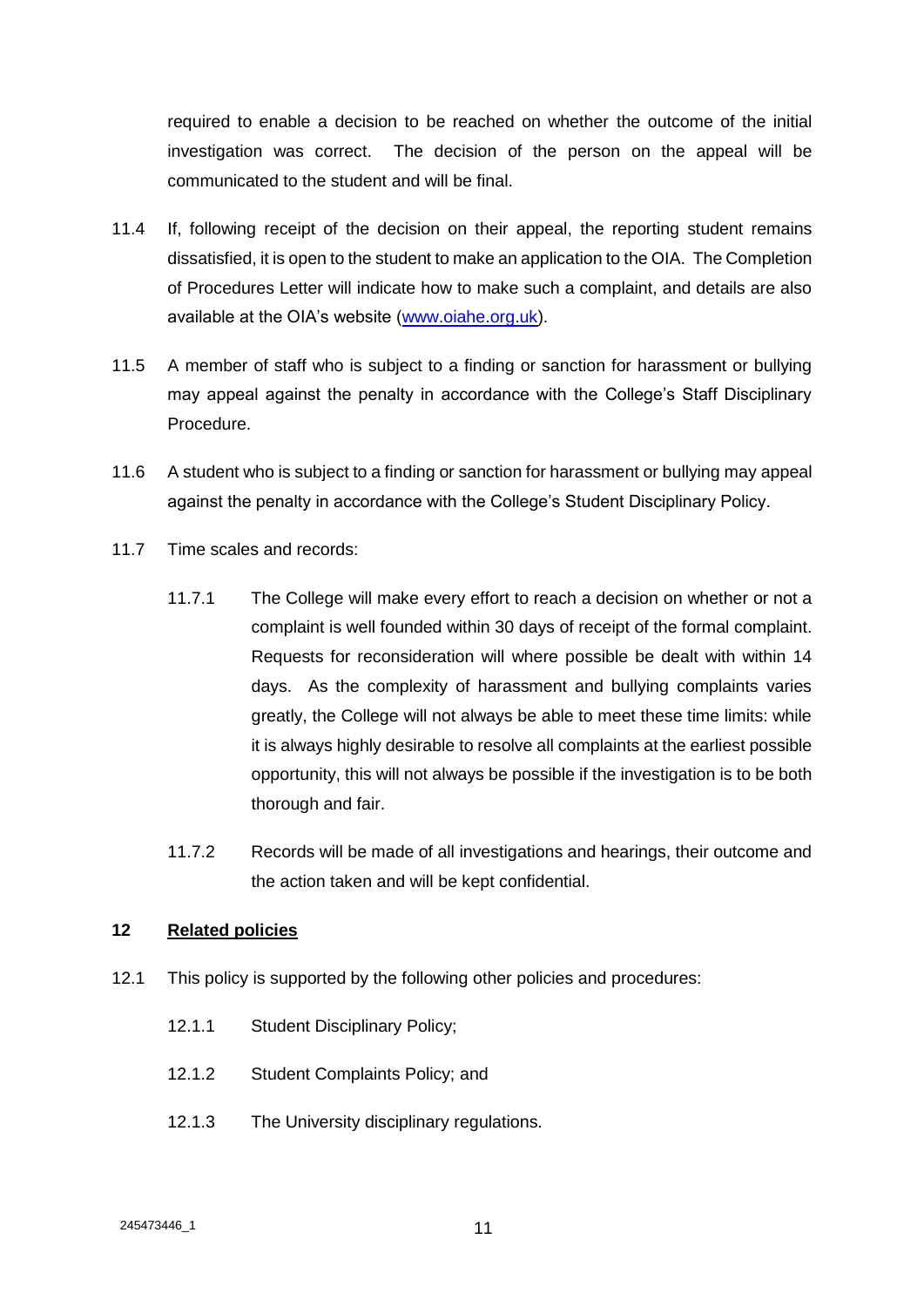required to enable a decision to be reached on whether the outcome of the initial investigation was correct. The decision of the person on the appeal will be communicated to the student and will be final.

11.4 If, following receipt of the decision on their appeal, the reporting student remains dissatisfied, it is open to the student to make an application to the OIA. The Completion of Procedures Letter will indicate how to make such a complaint, and details are also available at the OIA's website (www.oiahe.org.uk).

11.5 A member of staff who is subject to a finding or sanction for harassment or bullying may appeal against the penalty in accordance with the College's Staff Disciplinary Procedure.

11.6 A student who is subject to a finding or sanction for harassment or bullying may appeal against the penalty in accordance with the College's Student Disciplinary Policy.

11.7 Time scales and records:

11.7.1 The College will make every effort to reach a decision on whether or not a complaint is well founded within 30 days of receipt of the formal complaint. Requests for reconsideration will where possible be dealt with within 14 days. As the complexity of harassment and bullying complaints varies greatly, the College will not always be able to meet these time limits: while it is always highly desirable to resolve all complaints at the earliest possible opportunity, this will not always be possible if the investigation is to be both thorough and fair.

11.7.2 Records will be made of all investigations and hearings, their outcome and the action taken and will be kept confidential.

## 12 Related policies

12.1 This policy is supported by the following other policies and procedures:

12.1.1 Student Disciplinary Policy;

12.1.2 Student Complaints Policy; and

12.1.3 The University disciplinary regulations.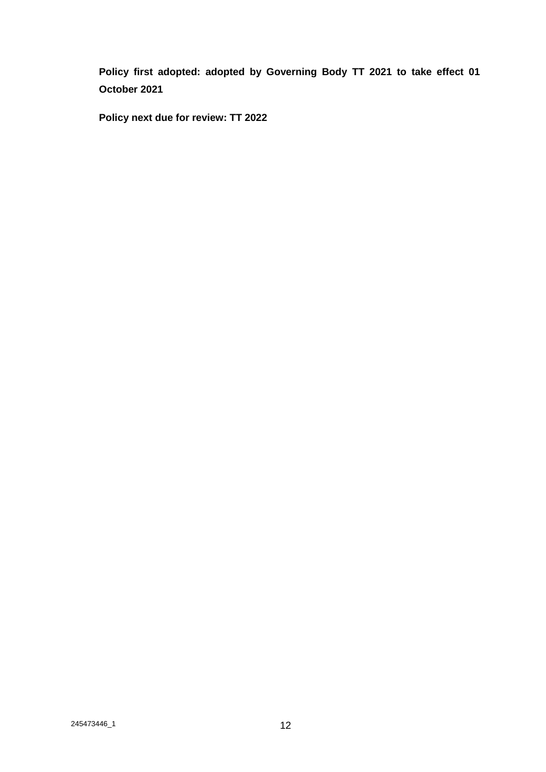**Policy first adopted: adopted by Governing Body TT 2021 to take effect 01 October 2021**

**Policy next due for review: TT 2022**